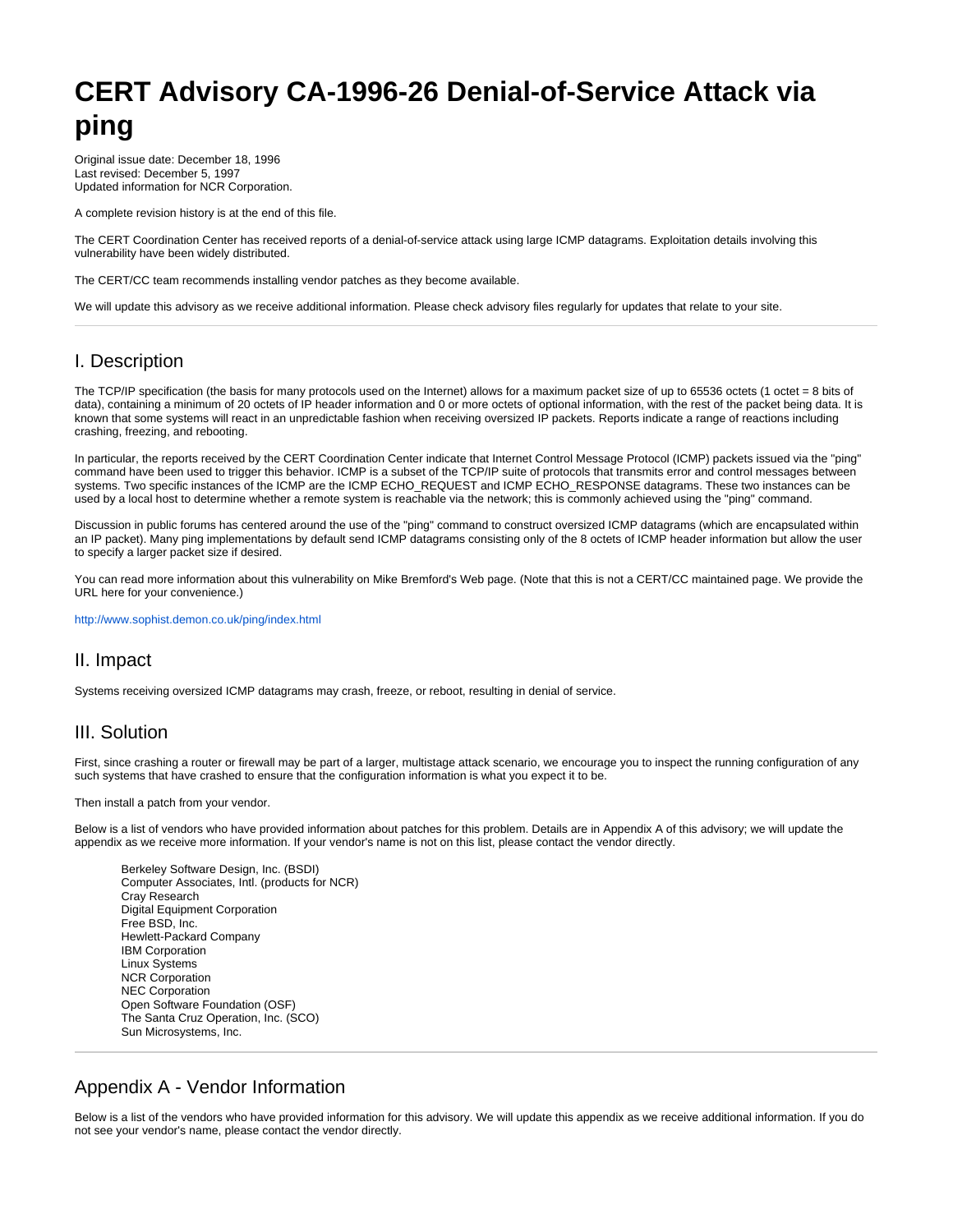# CERT Advisory CA-1996-26 Denial-of-Service Attack via ping

Original issue date: December 18, 1996
Last revised: December 5, 1997
Updated information for NCR Corporation.

A complete revision history is at the end of this file.

The CERT Coordination Center has received reports of a denial-of-service attack using large ICMP datagrams. Exploitation details involving this vulnerability have been widely distributed.

The CERT/CC team recommends installing vendor patches as they become available.

We will update this advisory as we receive additional information. Please check advisory files regularly for updates that relate to your site.

---

## I. Description

The TCP/IP specification (the basis for many protocols used on the Internet) allows for a maximum packet size of up to 65536 octets (1 octet = 8 bits of data), containing a minimum of 20 octets of IP header information and 0 or more octets of optional information, with the rest of the packet being data. It is known that some systems will react in an unpredictable fashion when receiving oversized IP packets. Reports indicate a range of reactions including crashing, freezing, and rebooting.

In particular, the reports received by the CERT Coordination Center indicate that Internet Control Message Protocol (ICMP) packets issued via the "ping" command have been used to trigger this behavior. ICMP is a subset of the TCP/IP suite of protocols that transmits error and control messages between systems. Two specific instances of the ICMP are the ICMP ECHO_REQUEST and ICMP ECHO_RESPONSE datagrams. These two instances can be used by a local host to determine whether a remote system is reachable via the network; this is commonly achieved using the "ping" command.

Discussion in public forums has centered around the use of the "ping" command to construct oversized ICMP datagrams (which are encapsulated within an IP packet). Many ping implementations by default send ICMP datagrams consisting only of the 8 octets of ICMP header information but allow the user to specify a larger packet size if desired.

You can read more information about this vulnerability on Mike Bremford's Web page. (Note that this is not a CERT/CC maintained page. We provide the URL here for your convenience.)

http://www.sophist.demon.co.uk/ping/index.html

## II. Impact

Systems receiving oversized ICMP datagrams may crash, freeze, or reboot, resulting in denial of service.

## III. Solution

First, since crashing a router or firewall may be part of a larger, multistage attack scenario, we encourage you to inspect the running configuration of any such systems that have crashed to ensure that the configuration information is what you expect it to be.

Then install a patch from your vendor.

Below is a list of vendors who have provided information about patches for this problem. Details are in Appendix A of this advisory; we will update the appendix as we receive more information. If your vendor's name is not on this list, please contact the vendor directly.

- Berkeley Software Design, Inc. (BSDI)
- Computer Associates, Intl. (products for NCR)
- Cray Research
- Digital Equipment Corporation
- Free BSD, Inc.
- Hewlett-Packard Company
- IBM Corporation
- Linux Systems
- NCR Corporation
- NEC Corporation
- Open Software Foundation (OSF)
- The Santa Cruz Operation, Inc. (SCO)
- Sun Microsystems, Inc.

---

## Appendix A - Vendor Information

Below is a list of the vendors who have provided information for this advisory. We will update this appendix as we receive additional information. If you do not see your vendor's name, please contact the vendor directly.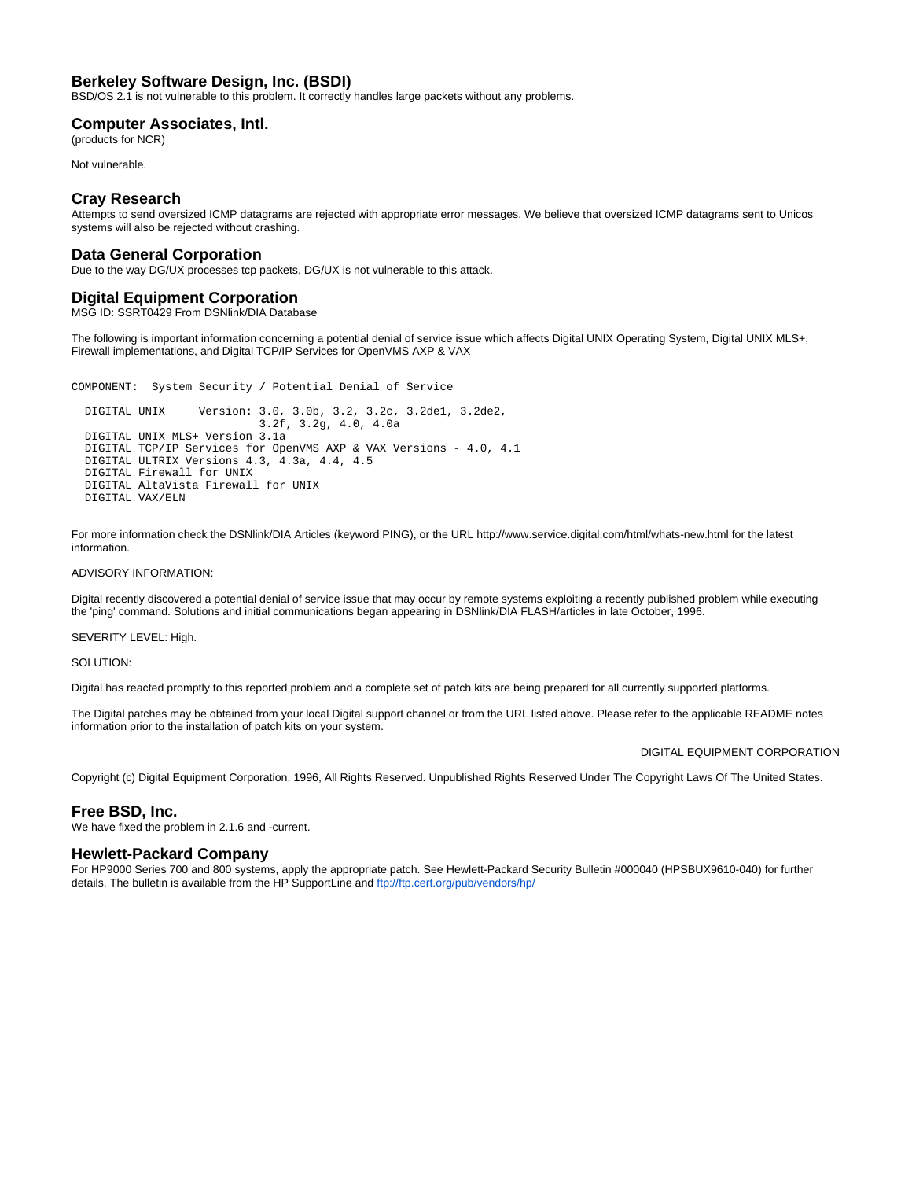### Berkeley Software Design, Inc. (BSDI)

BSD/OS 2.1 is not vulnerable to this problem. It correctly handles large packets without any problems.

### Computer Associates, Intl.

(products for NCR)

Not vulnerable.

### Cray Research

Attempts to send oversized ICMP datagrams are rejected with appropriate error messages. We believe that oversized ICMP datagrams sent to Unicos systems will also be rejected without crashing.

### Data General Corporation

Due to the way DG/UX processes tcp packets, DG/UX is not vulnerable to this attack.

### Digital Equipment Corporation

MSG ID: SSRT0429 From DSNlink/DIA Database

The following is important information concerning a potential denial of service issue which affects Digital UNIX Operating System, Digital UNIX MLS+, Firewall implementations, and Digital TCP/IP Services for OpenVMS AXP & VAX

```
COMPONENT:  System Security / Potential Denial of Service

  DIGITAL UNIX     Version: 3.0, 3.0b, 3.2, 3.2c, 3.2de1, 3.2de2,
                            3.2f, 3.2g, 4.0, 4.0a
  DIGITAL UNIX MLS+ Version 3.1a
  DIGITAL TCP/IP Services for OpenVMS AXP & VAX Versions - 4.0, 4.1
  DIGITAL ULTRIX Versions 4.3, 4.3a, 4.4, 4.5
  DIGITAL Firewall for UNIX
  DIGITAL AltaVista Firewall for UNIX
  DIGITAL VAX/ELN
```

For more information check the DSNlink/DIA Articles (keyword PING), or the URL http://www.service.digital.com/html/whats-new.html for the latest information.

ADVISORY INFORMATION:

Digital recently discovered a potential denial of service issue that may occur by remote systems exploiting a recently published problem while executing the 'ping' command. Solutions and initial communications began appearing in DSNlink/DIA FLASH/articles in late October, 1996.

SEVERITY LEVEL: High.

SOLUTION:

Digital has reacted promptly to this reported problem and a complete set of patch kits are being prepared for all currently supported platforms.

The Digital patches may be obtained from your local Digital support channel or from the URL listed above. Please refer to the applicable README notes information prior to the installation of patch kits on your system.

DIGITAL EQUIPMENT CORPORATION

Copyright (c) Digital Equipment Corporation, 1996, All Rights Reserved. Unpublished Rights Reserved Under The Copyright Laws Of The United States.

### Free BSD, Inc.

We have fixed the problem in 2.1.6 and -current.

### Hewlett-Packard Company

For HP9000 Series 700 and 800 systems, apply the appropriate patch. See Hewlett-Packard Security Bulletin #000040 (HPSBUX9610-040) for further details. The bulletin is available from the HP SupportLine and ftp://ftp.cert.org/pub/vendors/hp/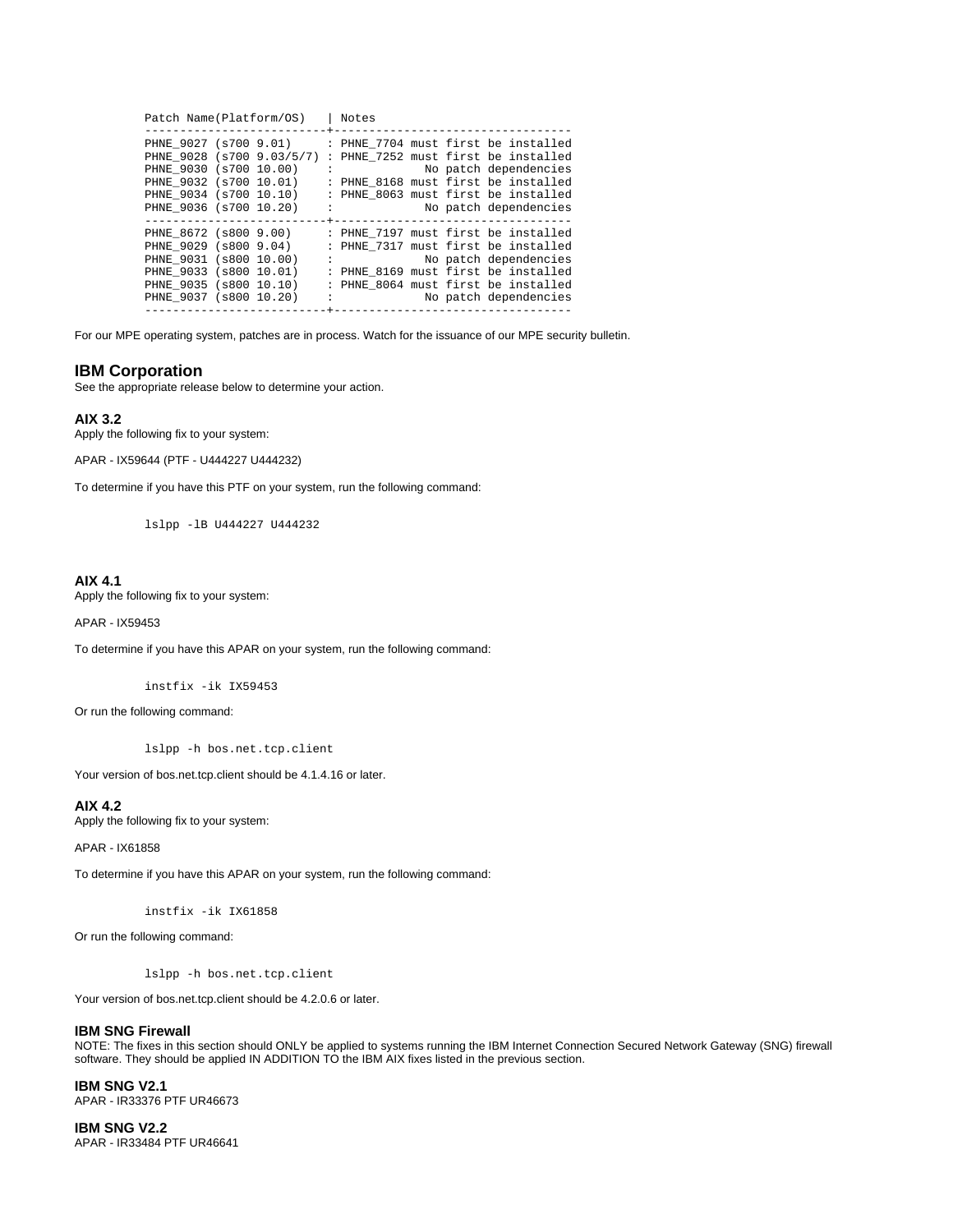```
Patch Name(Platform/OS)   | Notes
--------------------------+---------------------------------
PHNE_9027 (s700 9.01)     : PHNE_7704 must first be installed
PHNE_9028 (s700 9.03/5/7) : PHNE_7252 must first be installed
PHNE_9030 (s700 10.00)    :              No patch dependencies
PHNE_9032 (s700 10.01)    : PHNE_8168 must first be installed
PHNE_9034 (s700 10.10)    : PHNE_8063 must first be installed
PHNE_9036 (s700 10.20)    :              No patch dependencies
--------------------------+---------------------------------
PHNE_8672 (s800 9.00)     : PHNE_7197 must first be installed
PHNE_9029 (s800 9.04)     : PHNE_7317 must first be installed
PHNE_9031 (s800 10.00)    :              No patch dependencies
PHNE_9033 (s800 10.01)    : PHNE_8169 must first be installed
PHNE_9035 (s800 10.10)    : PHNE_8064 must first be installed
PHNE_9037 (s800 10.20)    :              No patch dependencies
--------------------------+---------------------------------
```

For our MPE operating system, patches are in process. Watch for the issuance of our MPE security bulletin.

## IBM Corporation

See the appropriate release below to determine your action.

### AIX 3.2

Apply the following fix to your system:

APAR - IX59644 (PTF - U444227 U444232)

To determine if you have this PTF on your system, run the following command:

```
lslpp -lB U444227 U444232
```

### AIX 4.1

Apply the following fix to your system:

APAR - IX59453

To determine if you have this APAR on your system, run the following command:

```
instfix -ik IX59453
```

Or run the following command:

```
lslpp -h bos.net.tcp.client
```

Your version of bos.net.tcp.client should be 4.1.4.16 or later.

### AIX 4.2

Apply the following fix to your system:

APAR - IX61858

To determine if you have this APAR on your system, run the following command:

```
instfix -ik IX61858
```

Or run the following command:

```
lslpp -h bos.net.tcp.client
```

Your version of bos.net.tcp.client should be 4.2.0.6 or later.

### IBM SNG Firewall

NOTE: The fixes in this section should ONLY be applied to systems running the IBM Internet Connection Secured Network Gateway (SNG) firewall software. They should be applied IN ADDITION TO the IBM AIX fixes listed in the previous section.

### IBM SNG V2.1

APAR - IR33376 PTF UR46673

### IBM SNG V2.2

APAR - IR33484 PTF UR46641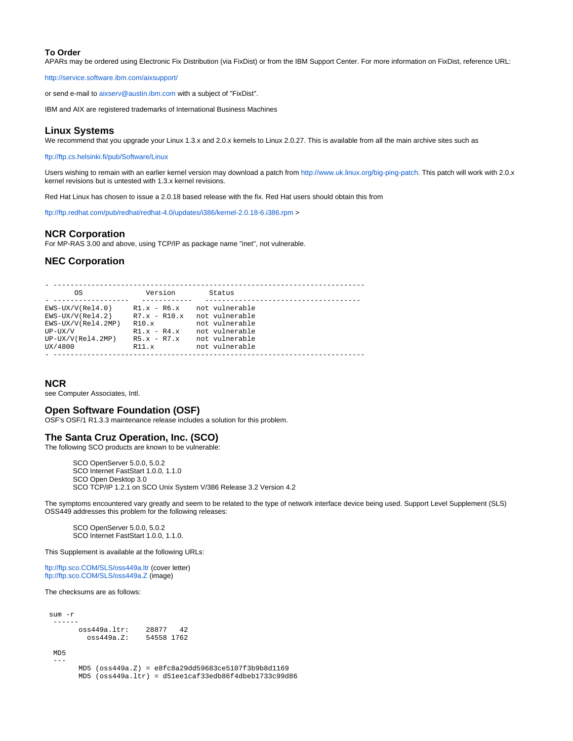### To Order

APARs may be ordered using Electronic Fix Distribution (via FixDist) or from the IBM Support Center. For more information on FixDist, reference URL:

http://service.software.ibm.com/aixsupport/

or send e-mail to aixserv@austin.ibm.com with a subject of "FixDist".

IBM and AIX are registered trademarks of International Business Machines

## Linux Systems

We recommend that you upgrade your Linux 1.3.x and 2.0.x kernels to Linux 2.0.27. This is available from all the main archive sites such as

ftp://ftp.cs.helsinki.fi/pub/Software/Linux

Users wishing to remain with an earlier kernel version may download a patch from http://www.uk.linux.org/big-ping-patch. This patch will work with 2.0.x kernel revisions but is untested with 1.3.x kernel revisions.

Red Hat Linux has chosen to issue a 2.0.18 based release with the fix. Red Hat users should obtain this from

ftp://ftp.redhat.com/pub/redhat/redhat-4.0/updates/i386/kernel-2.0.18-6.i386.rpm >

## NCR Corporation

For MP-RAS 3.00 and above, using TCP/IP as package name "inet", not vulnerable.

## NEC Corporation

```
- -------------------------------------------------------------------------
       OS            Version        Status
- -----------------   -----------   -------------------------------------
EWS-UX/V(Rel4.0)    R1.x - R6.x    not vulnerable
EWS-UX/V(Rel4.2)    R7.x - R10.x   not vulnerable
EWS-UX/V(Rel4.2MP)  R10.x          not vulnerable
UP-UX/V             R1.x - R4.x    not vulnerable
UP-UX/V(Rel4.2MP)   R5.x - R7.x    not vulnerable
UX/4800             R11.x          not vulnerable
- -------------------------------------------------------------------------
```

## NCR

see Computer Associates, Intl.

## Open Software Foundation (OSF)

OSF's OSF/1 R1.3.3 maintenance release includes a solution for this problem.

## The Santa Cruz Operation, Inc. (SCO)

The following SCO products are known to be vulnerable:

SCO OpenServer 5.0.0, 5.0.2
SCO Internet FastStart 1.0.0, 1.1.0
SCO Open Desktop 3.0
SCO TCP/IP 1.2.1 on SCO Unix System V/386 Release 3.2 Version 4.2

The symptoms encountered vary greatly and seem to be related to the type of network interface device being used. Support Level Supplement (SLS) OSS449 addresses this problem for the following releases:

SCO OpenServer 5.0.0, 5.0.2
SCO Internet FastStart 1.0.0, 1.1.0.

This Supplement is available at the following URLs:

ftp://ftp.sco.COM/SLS/oss449a.ltr (cover letter)
ftp://ftp.sco.COM/SLS/oss449a.Z (image)

The checksums are as follows:

```
 sum -r
 ------
       oss449a.ltr:    28877   42
         oss449a.Z:    54558 1762

  MD5
  ---
       MD5 (oss449a.Z) = e8fc8a29dd59683ce5107f3b9b8d1169
       MD5 (oss449a.ltr) = d51ee1caf33edb86f4dbeb1733c99d86
```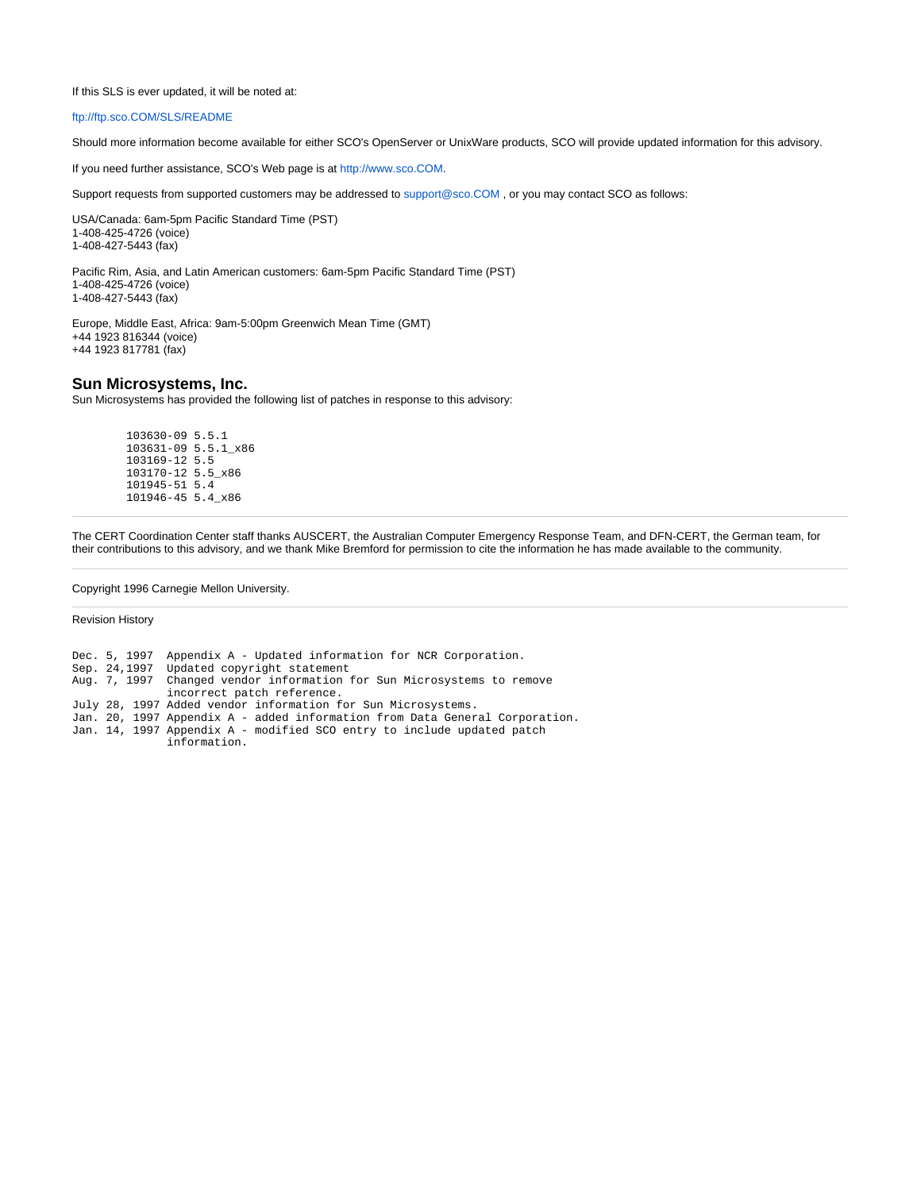If this SLS is ever updated, it will be noted at:

ftp://ftp.sco.COM/SLS/README

Should more information become available for either SCO's OpenServer or UnixWare products, SCO will provide updated information for this advisory.

If you need further assistance, SCO's Web page is at http://www.sco.COM.

Support requests from supported customers may be addressed to support@sco.COM , or you may contact SCO as follows:

USA/Canada: 6am-5pm Pacific Standard Time (PST)
1-408-425-4726 (voice)
1-408-427-5443 (fax)

Pacific Rim, Asia, and Latin American customers: 6am-5pm Pacific Standard Time (PST)
1-408-425-4726 (voice)
1-408-427-5443 (fax)

Europe, Middle East, Africa: 9am-5:00pm Greenwich Mean Time (GMT)
+44 1923 816344 (voice)
+44 1923 817781 (fax)

### Sun Microsystems, Inc.

Sun Microsystems has provided the following list of patches in response to this advisory:

```
103630-09 5.5.1
103631-09 5.5.1_x86
103169-12 5.5
103170-12 5.5_x86
101945-51 5.4
101946-45 5.4_x86
```

---

The CERT Coordination Center staff thanks AUSCERT, the Australian Computer Emergency Response Team, and DFN-CERT, the German team, for their contributions to this advisory, and we thank Mike Bremford for permission to cite the information he has made available to the community.

---

Copyright 1996 Carnegie Mellon University.

---

Revision History

```
Dec. 5, 1997  Appendix A - Updated information for NCR Corporation.
Sep. 24,1997  Updated copyright statement
Aug. 7, 1997  Changed vendor information for Sun Microsystems to remove
              incorrect patch reference.
July 28, 1997 Added vendor information for Sun Microsystems.
Jan. 20, 1997 Appendix A - added information from Data General Corporation.
Jan. 14, 1997 Appendix A - modified SCO entry to include updated patch
              information.
```